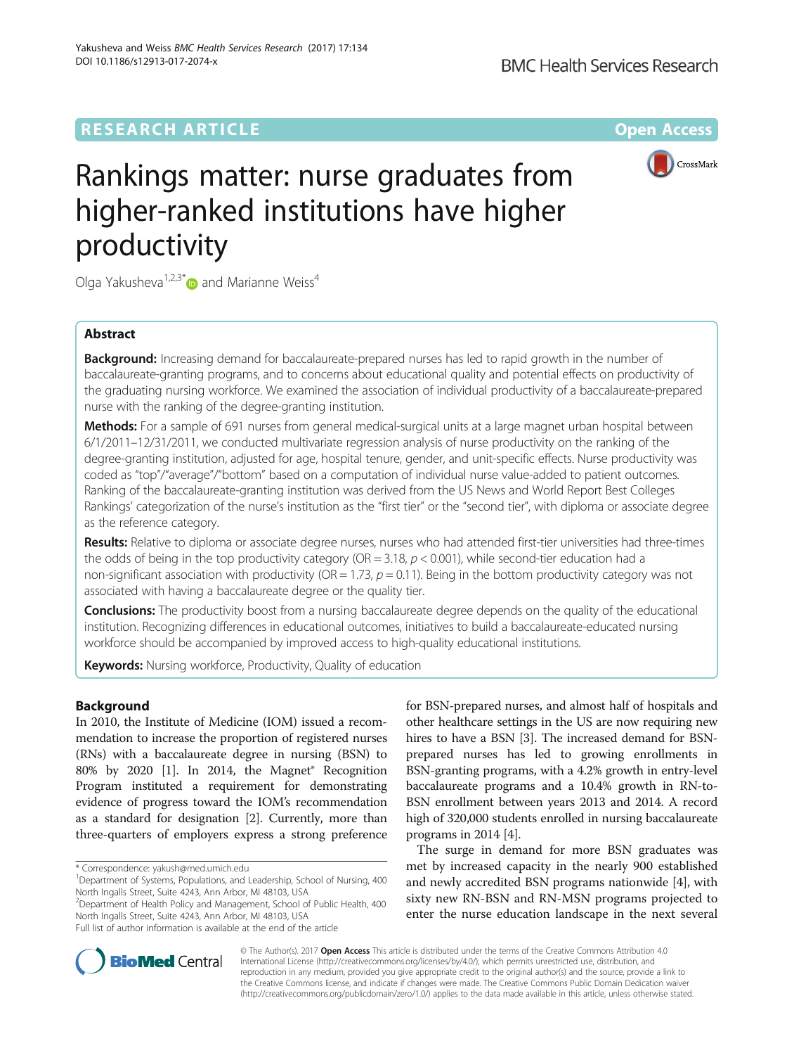RESEARCH ARTICLE

Open Access

# Rankings matter: nurse graduates from higher-ranked institutions have higher productivity

Olga Yakusheva[1,2,3*] and Marianne Weiss[4]

## Abstract

**Background:** Increasing demand for baccalaureate-prepared nurses has led to rapid growth in the number of baccalaureate-granting programs, and to concerns about educational quality and potential effects on productivity of the graduating nursing workforce. We examined the association of individual productivity of a baccalaureate-prepared nurse with the ranking of the degree-granting institution.

**Methods:** For a sample of 691 nurses from general medical-surgical units at a large magnet urban hospital between 6/1/2011–12/31/2011, we conducted multivariate regression analysis of nurse productivity on the ranking of the degree-granting institution, adjusted for age, hospital tenure, gender, and unit-specific effects. Nurse productivity was coded as "top"/"average"/"bottom" based on a computation of individual nurse value-added to patient outcomes. Ranking of the baccalaureate-granting institution was derived from the US News and World Report Best Colleges Rankings' categorization of the nurse's institution as the "first tier" or the "second tier", with diploma or associate degree as the reference category.

**Results:** Relative to diploma or associate degree nurses, nurses who had attended first-tier universities had three-times the odds of being in the top productivity category (OR = 3.18, $p < 0.001$), while second-tier education had a non-significant association with productivity (OR = 1.73, $p = 0.11$). Being in the bottom productivity category was not associated with having a baccalaureate degree or the quality tier.

**Conclusions:** The productivity boost from a nursing baccalaureate degree depends on the quality of the educational institution. Recognizing differences in educational outcomes, initiatives to build a baccalaureate-educated nursing workforce should be accompanied by improved access to high-quality educational institutions.

**Keywords:** Nursing workforce, Productivity, Quality of education

## Background

In 2010, the Institute of Medicine (IOM) issued a recommendation to increase the proportion of registered nurses (RNs) with a baccalaureate degree in nursing (BSN) to 80% by 2020 [1]. In 2014, the Magnet® Recognition Program instituted a requirement for demonstrating evidence of progress toward the IOM's recommendation as a standard for designation [2]. Currently, more than three-quarters of employers express a strong preference for BSN-prepared nurses, and almost half of hospitals and other healthcare settings in the US are now requiring new hires to have a BSN [3]. The increased demand for BSN-prepared nurses has led to growing enrollments in BSN-granting programs, with a 4.2% growth in entry-level baccalaureate programs and a 10.4% growth in RN-to-BSN enrollment between years 2013 and 2014. A record high of 320,000 students enrolled in nursing baccalaureate programs in 2014 [4].

The surge in demand for more BSN graduates was met by increased capacity in the nearly 900 established and newly accredited BSN programs nationwide [4], with sixty new RN-BSN and RN-MSN programs projected to enter the nurse education landscape in the next several

\* Correspondence: yakush@med.umich.edu

[1]Department of Systems, Populations, and Leadership, School of Nursing, 400 North Ingalls Street, Suite 4243, Ann Arbor, MI 48103, USA

[2]Department of Health Policy and Management, School of Public Health, 400 North Ingalls Street, Suite 4243, Ann Arbor, MI 48103, USA

Full list of author information is available at the end of the article

© The Author(s). 2017 **Open Access** This article is distributed under the terms of the Creative Commons Attribution 4.0 International License (http://creativecommons.org/licenses/by/4.0/), which permits unrestricted use, distribution, and reproduction in any medium, provided you give appropriate credit to the original author(s) and the source, provide a link to the Creative Commons license, and indicate if changes were made. The Creative Commons Public Domain Dedication waiver (http://creativecommons.org/publicdomain/zero/1.0/) applies to the data made available in this article, unless otherwise stated.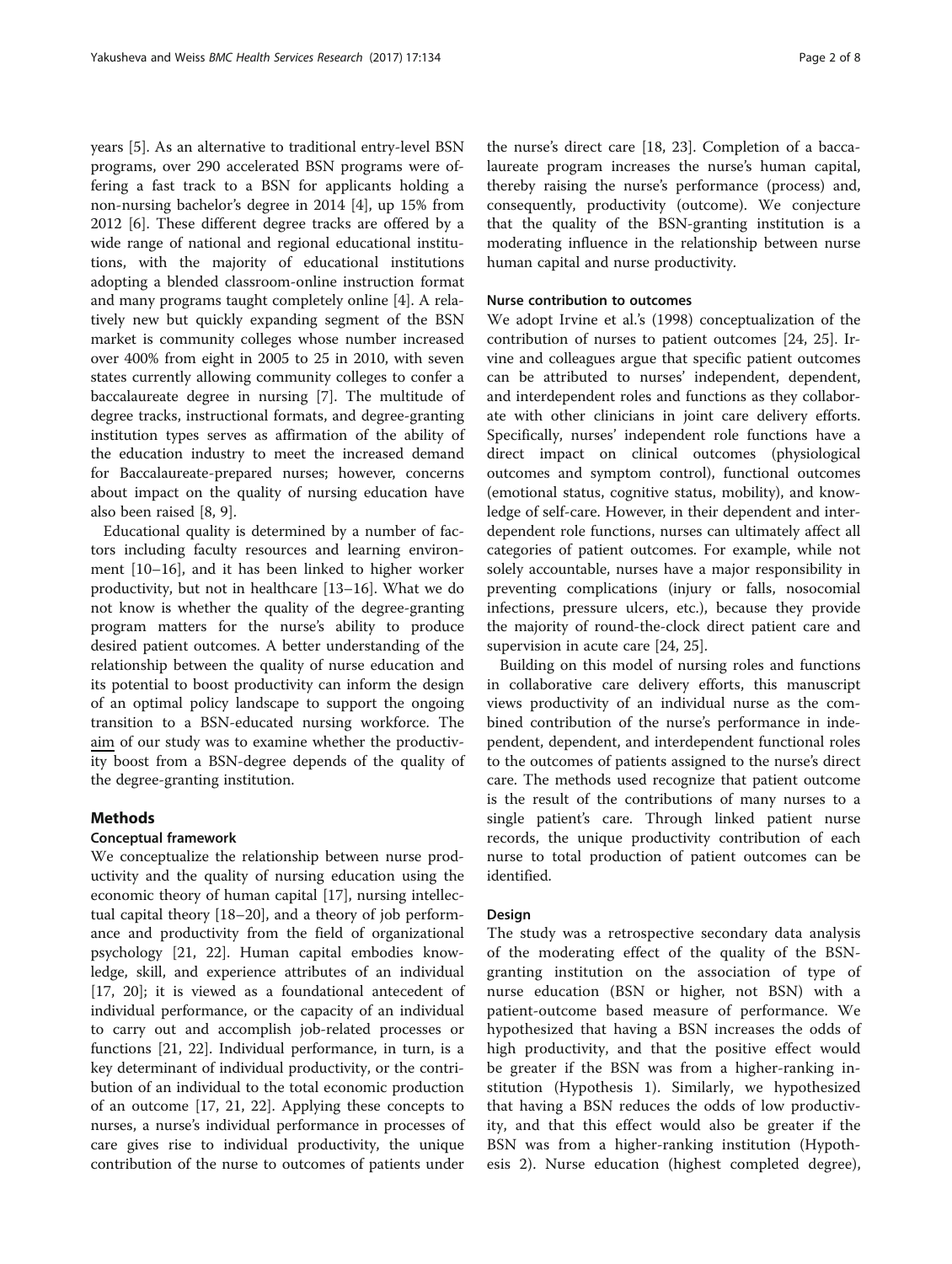years [5]. As an alternative to traditional entry-level BSN programs, over 290 accelerated BSN programs were offering a fast track to a BSN for applicants holding a non-nursing bachelor's degree in 2014 [4], up 15% from 2012 [6]. These different degree tracks are offered by a wide range of national and regional educational institutions, with the majority of educational institutions adopting a blended classroom-online instruction format and many programs taught completely online [4]. A relatively new but quickly expanding segment of the BSN market is community colleges whose number increased over 400% from eight in 2005 to 25 in 2010, with seven states currently allowing community colleges to confer a baccalaureate degree in nursing [7]. The multitude of degree tracks, instructional formats, and degree-granting institution types serves as affirmation of the ability of the education industry to meet the increased demand for Baccalaureate-prepared nurses; however, concerns about impact on the quality of nursing education have also been raised [8, 9].

Educational quality is determined by a number of factors including faculty resources and learning environment [10–16], and it has been linked to higher worker productivity, but not in healthcare [13–16]. What we do not know is whether the quality of the degree-granting program matters for the nurse's ability to produce desired patient outcomes. A better understanding of the relationship between the quality of nurse education and its potential to boost productivity can inform the design of an optimal policy landscape to support the ongoing transition to a BSN-educated nursing workforce. The aim of our study was to examine whether the productivity boost from a BSN-degree depends of the quality of the degree-granting institution.

## Methods

### Conceptual framework

We conceptualize the relationship between nurse productivity and the quality of nursing education using the economic theory of human capital [17], nursing intellectual capital theory [18–20], and a theory of job performance and productivity from the field of organizational psychology [21, 22]. Human capital embodies knowledge, skill, and experience attributes of an individual [17, 20]; it is viewed as a foundational antecedent of individual performance, or the capacity of an individual to carry out and accomplish job-related processes or functions [21, 22]. Individual performance, in turn, is a key determinant of individual productivity, or the contribution of an individual to the total economic production of an outcome [17, 21, 22]. Applying these concepts to nurses, a nurse's individual performance in processes of care gives rise to individual productivity, the unique contribution of the nurse to outcomes of patients under the nurse's direct care [18, 23]. Completion of a baccalaureate program increases the nurse's human capital, thereby raising the nurse's performance (process) and, consequently, productivity (outcome). We conjecture that the quality of the BSN-granting institution is a moderating influence in the relationship between nurse human capital and nurse productivity.

### Nurse contribution to outcomes

We adopt Irvine et al.'s (1998) conceptualization of the contribution of nurses to patient outcomes [24, 25]. Irvine and colleagues argue that specific patient outcomes can be attributed to nurses' independent, dependent, and interdependent roles and functions as they collaborate with other clinicians in joint care delivery efforts. Specifically, nurses' independent role functions have a direct impact on clinical outcomes (physiological outcomes and symptom control), functional outcomes (emotional status, cognitive status, mobility), and knowledge of self-care. However, in their dependent and interdependent role functions, nurses can ultimately affect all categories of patient outcomes. For example, while not solely accountable, nurses have a major responsibility in preventing complications (injury or falls, nosocomial infections, pressure ulcers, etc.), because they provide the majority of round-the-clock direct patient care and supervision in acute care [24, 25].

Building on this model of nursing roles and functions in collaborative care delivery efforts, this manuscript views productivity of an individual nurse as the combined contribution of the nurse's performance in independent, dependent, and interdependent functional roles to the outcomes of patients assigned to the nurse's direct care. The methods used recognize that patient outcome is the result of the contributions of many nurses to a single patient's care. Through linked patient nurse records, the unique productivity contribution of each nurse to total production of patient outcomes can be identified.

### Design

The study was a retrospective secondary data analysis of the moderating effect of the quality of the BSN-granting institution on the association of type of nurse education (BSN or higher, not BSN) with a patient-outcome based measure of performance. We hypothesized that having a BSN increases the odds of high productivity, and that the positive effect would be greater if the BSN was from a higher-ranking institution (Hypothesis 1). Similarly, we hypothesized that having a BSN reduces the odds of low productivity, and that this effect would also be greater if the BSN was from a higher-ranking institution (Hypothesis 2). Nurse education (highest completed degree),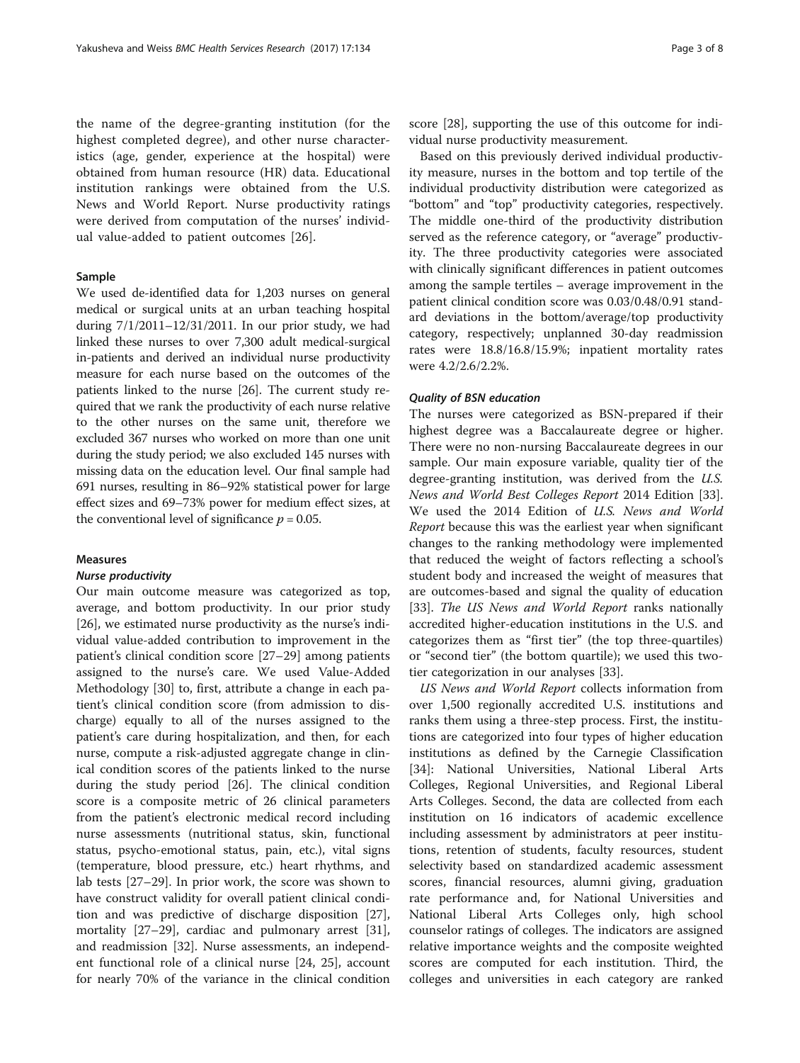the name of the degree-granting institution (for the highest completed degree), and other nurse characteristics (age, gender, experience at the hospital) were obtained from human resource (HR) data. Educational institution rankings were obtained from the U.S. News and World Report. Nurse productivity ratings were derived from computation of the nurses' individual value-added to patient outcomes [26].

### Sample

We used de-identified data for 1,203 nurses on general medical or surgical units at an urban teaching hospital during 7/1/2011–12/31/2011. In our prior study, we had linked these nurses to over 7,300 adult medical-surgical in-patients and derived an individual nurse productivity measure for each nurse based on the outcomes of the patients linked to the nurse [26]. The current study required that we rank the productivity of each nurse relative to the other nurses on the same unit, therefore we excluded 367 nurses who worked on more than one unit during the study period; we also excluded 145 nurses with missing data on the education level. Our final sample had 691 nurses, resulting in 86–92% statistical power for large effect sizes and 69–73% power for medium effect sizes, at the conventional level of significance $p = 0.05$.

### Measures

#### *Nurse productivity*

Our main outcome measure was categorized as top, average, and bottom productivity. In our prior study [26], we estimated nurse productivity as the nurse's individual value-added contribution to improvement in the patient's clinical condition score [27–29] among patients assigned to the nurse's care. We used Value-Added Methodology [30] to, first, attribute a change in each patient's clinical condition score (from admission to discharge) equally to all of the nurses assigned to the patient's care during hospitalization, and then, for each nurse, compute a risk-adjusted aggregate change in clinical condition scores of the patients linked to the nurse during the study period [26]. The clinical condition score is a composite metric of 26 clinical parameters from the patient's electronic medical record including nurse assessments (nutritional status, skin, functional status, psycho-emotional status, pain, etc.), vital signs (temperature, blood pressure, etc.) heart rhythms, and lab tests [27–29]. In prior work, the score was shown to have construct validity for overall patient clinical condition and was predictive of discharge disposition [27], mortality [27–29], cardiac and pulmonary arrest [31], and readmission [32]. Nurse assessments, an independent functional role of a clinical nurse [24, 25], account for nearly 70% of the variance in the clinical condition score [28], supporting the use of this outcome for individual nurse productivity measurement.

Based on this previously derived individual productivity measure, nurses in the bottom and top tertile of the individual productivity distribution were categorized as "bottom" and "top" productivity categories, respectively. The middle one-third of the productivity distribution served as the reference category, or "average" productivity. The three productivity categories were associated with clinically significant differences in patient outcomes among the sample tertiles – average improvement in the patient clinical condition score was 0.03/0.48/0.91 standard deviations in the bottom/average/top productivity category, respectively; unplanned 30-day readmission rates were 18.8/16.8/15.9%; inpatient mortality rates were 4.2/2.6/2.2%.

#### *Quality of BSN education*

The nurses were categorized as BSN-prepared if their highest degree was a Baccalaureate degree or higher. There were no non-nursing Baccalaureate degrees in our sample. Our main exposure variable, quality tier of the degree-granting institution, was derived from the *U.S. News and World Best Colleges Report* 2014 Edition [33]. We used the 2014 Edition of *U.S. News and World Report* because this was the earliest year when significant changes to the ranking methodology were implemented that reduced the weight of factors reflecting a school's student body and increased the weight of measures that are outcomes-based and signal the quality of education [33]. *The US News and World Report* ranks nationally accredited higher-education institutions in the U.S. and categorizes them as "first tier" (the top three-quartiles) or "second tier" (the bottom quartile); we used this two-tier categorization in our analyses [33].

*US News and World Report* collects information from over 1,500 regionally accredited U.S. institutions and ranks them using a three-step process. First, the institutions are categorized into four types of higher education institutions as defined by the Carnegie Classification [34]: National Universities, National Liberal Arts Colleges, Regional Universities, and Regional Liberal Arts Colleges. Second, the data are collected from each institution on 16 indicators of academic excellence including assessment by administrators at peer institutions, retention of students, faculty resources, student selectivity based on standardized academic assessment scores, financial resources, alumni giving, graduation rate performance and, for National Universities and National Liberal Arts Colleges only, high school counselor ratings of colleges. The indicators are assigned relative importance weights and the composite weighted scores are computed for each institution. Third, the colleges and universities in each category are ranked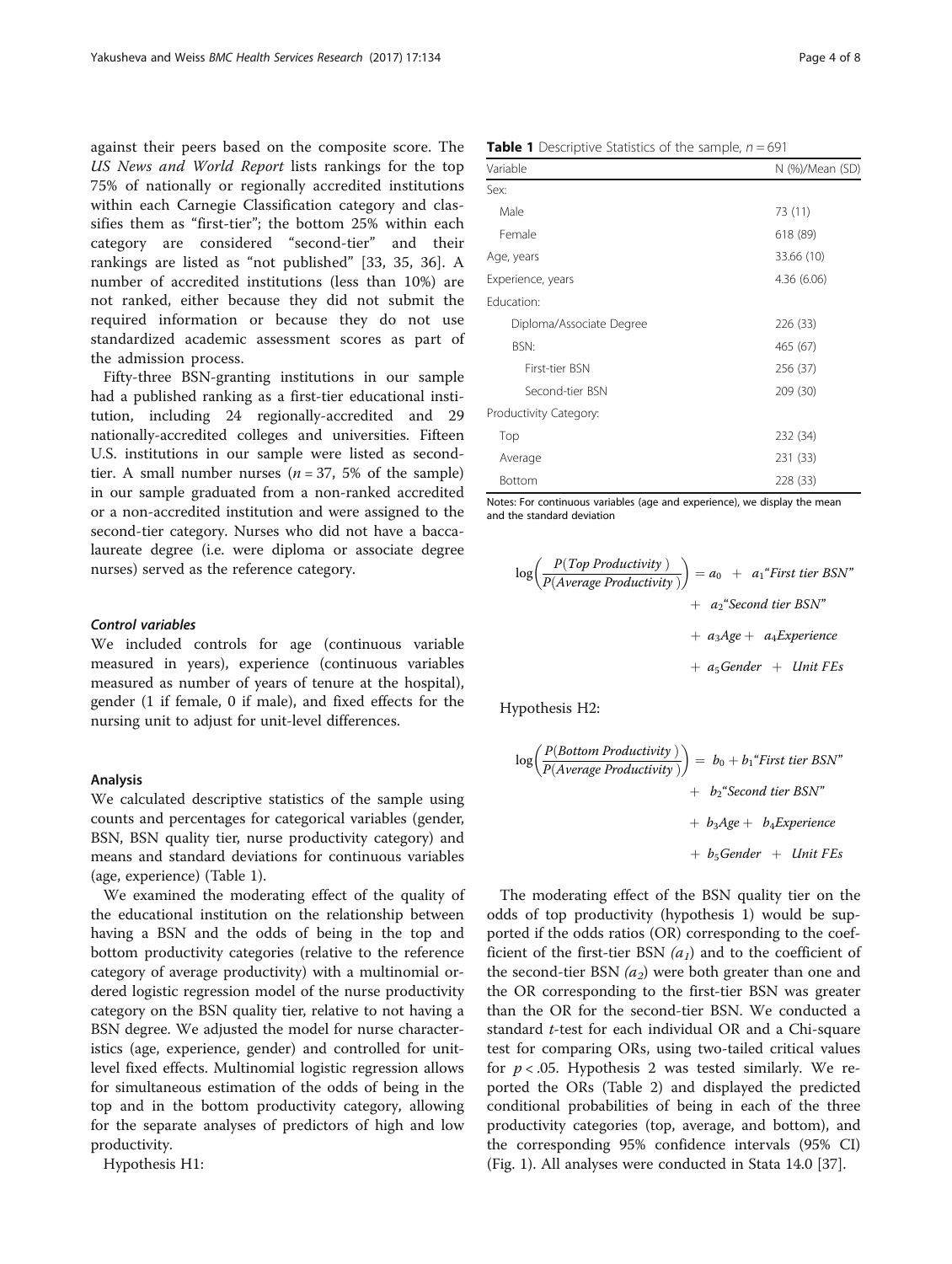against their peers based on the composite score. The *US News and World Report* lists rankings for the top 75% of nationally or regionally accredited institutions within each Carnegie Classification category and classifies them as "first-tier"; the bottom 25% within each category are considered "second-tier" and their rankings are listed as "not published" [33, 35, 36]. A number of accredited institutions (less than 10%) are not ranked, either because they did not submit the required information or because they do not use standardized academic assessment scores as part of the admission process.

Fifty-three BSN-granting institutions in our sample had a published ranking as a first-tier educational institution, including 24 regionally-accredited and 29 nationally-accredited colleges and universities. Fifteen U.S. institutions in our sample were listed as second-tier. A small number nurses ($n = 37$, 5% of the sample) in our sample graduated from a non-ranked accredited or a non-accredited institution and were assigned to the second-tier category. Nurses who did not have a baccalaureate degree (i.e. were diploma or associate degree nurses) served as the reference category.

#### *Control variables*

We included controls for age (continuous variable measured in years), experience (continuous variables measured as number of years of tenure at the hospital), gender (1 if female, 0 if male), and fixed effects for the nursing unit to adjust for unit-level differences.

### Analysis

We calculated descriptive statistics of the sample using counts and percentages for categorical variables (gender, BSN, BSN quality tier, nurse productivity category) and means and standard deviations for continuous variables (age, experience) (Table 1).

We examined the moderating effect of the quality of the educational institution on the relationship between having a BSN and the odds of being in the top and bottom productivity categories (relative to the reference category of average productivity) with a multinomial ordered logistic regression model of the nurse productivity category on the BSN quality tier, relative to not having a BSN degree. We adjusted the model for nurse characteristics (age, experience, gender) and controlled for unit-level fixed effects. Multinomial logistic regression allows for simultaneous estimation of the odds of being in the top and in the bottom productivity category, allowing for the separate analyses of predictors of high and low productivity.

**Table 1** Descriptive Statistics of the sample, $n = 691$

| Variable | N (%)/Mean (SD) |
|---|---|
| Sex: | |
| Male | 73 (11) |
| Female | 618 (89) |
| Age, years | 33.66 (10) |
| Experience, years | 4.36 (6.06) |
| Education: | |
| Diploma/Associate Degree | 226 (33) |
| BSN: | 465 (67) |
| First-tier BSN | 256 (37) |
| Second-tier BSN | 209 (30) |
| Productivity Category: | |
| Top | 232 (34) |
| Average | 231 (33) |
| Bottom | 228 (33) |

Notes: For continuous variables (age and experience), we display the mean and the standard deviation

Hypothesis H1:

$$\log\left(\frac{P(\textit{Top Productivity})}{P(\textit{Average Productivity})}\right) = a_0 + a_1\text{"First tier BSN"} + a_2\text{"Second tier BSN"} + a_3 Age + a_4 Experience + a_5 Gender + \textit{Unit FEs}$$

Hypothesis H2:

$$\log\left(\frac{P(\textit{Bottom Productivity})}{P(\textit{Average Productivity})}\right) = b_0 + b_1\text{"First tier BSN"} + b_2\text{"Second tier BSN"} + b_3 Age + b_4 Experience + b_5 Gender + \textit{Unit FEs}$$

The moderating effect of the BSN quality tier on the odds of top productivity (hypothesis 1) would be supported if the odds ratios (OR) corresponding to the coefficient of the first-tier BSN ($a_1$) and to the coefficient of the second-tier BSN ($a_2$) were both greater than one and the OR corresponding to the first-tier BSN was greater than the OR for the second-tier BSN. We conducted a standard *t*-test for each individual OR and a Chi-square test for comparing ORs, using two-tailed critical values for $p < .05$. Hypothesis 2 was tested similarly. We reported the ORs (Table 2) and displayed the predicted conditional probabilities of being in each of the three productivity categories (top, average, and bottom), and the corresponding 95% confidence intervals (95% CI) (Fig. 1). All analyses were conducted in Stata 14.0 [37].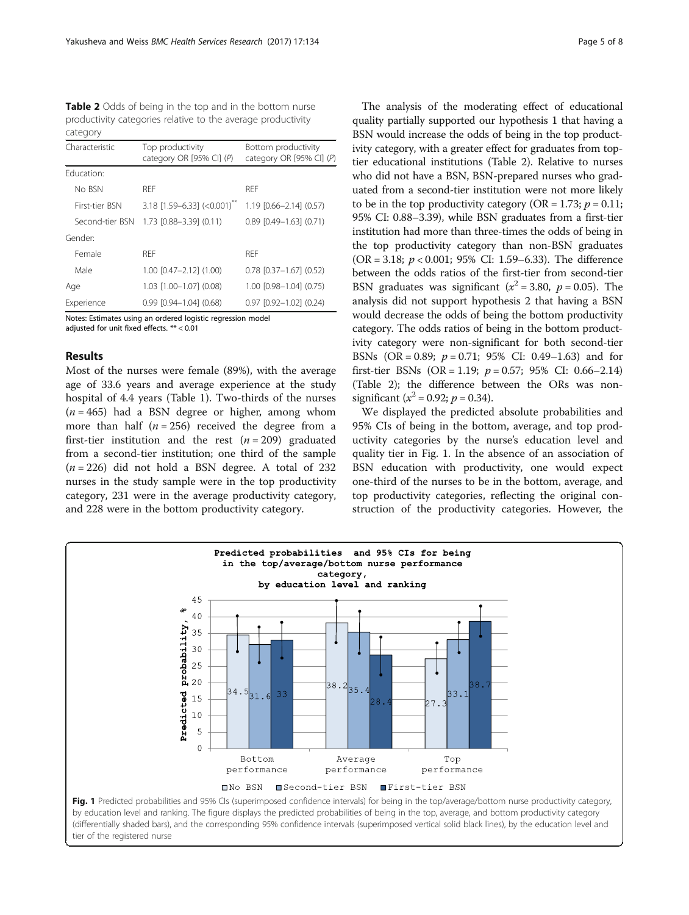**Table 2** Odds of being in the top and in the bottom nurse productivity categories relative to the average productivity category

| Characteristic | Top productivity category OR [95% CI] (*P*) | Bottom productivity category OR [95% CI] (*P*) |
|---|---|---|
| Education: | | |
| No BSN | REF | REF |
| First-tier BSN | 3.18 [1.59–6.33] (<0.001)** | 1.19 [0.66–2.14] (0.57) |
| Second-tier BSN | 1.73 [0.88–3.39] (0.11) | 0.89 [0.49–1.63] (0.71) |
| Gender: | | |
| Female | REF | REF |
| Male | 1.00 [0.47–2.12] (1.00) | 0.78 [0.37–1.67] (0.52) |
| Age | 1.03 [1.00–1.07] (0.08) | 1.00 [0.98–1.04] (0.75) |
| Experience | 0.99 [0.94–1.04] (0.68) | 0.97 [0.92–1.02] (0.24) |

Notes: Estimates using an ordered logistic regression model adjusted for unit fixed effects. ** < 0.01

## Results

Most of the nurses were female (89%), with the average age of 33.6 years and average experience at the study hospital of 4.4 years (Table 1). Two-thirds of the nurses ($n = 465$) had a BSN degree or higher, among whom more than half ($n = 256$) received the degree from a first-tier institution and the rest ($n = 209$) graduated from a second-tier institution; one third of the sample ($n = 226$) did not hold a BSN degree. A total of 232 nurses in the study sample were in the top productivity category, 231 were in the average productivity category, and 228 were in the bottom productivity category.

The analysis of the moderating effect of educational quality partially supported our hypothesis 1 that having a BSN would increase the odds of being in the top productivity category, with a greater effect for graduates from top-tier educational institutions (Table 2). Relative to nurses who did not have a BSN, BSN-prepared nurses who graduated from a second-tier institution were not more likely to be in the top productivity category (OR = 1.73; $p = 0.11$; 95% CI: 0.88–3.39), while BSN graduates from a first-tier institution had more than three-times the odds of being in the top productivity category than non-BSN graduates (OR = 3.18; $p < 0.001$; 95% CI: 1.59–6.33). The difference between the odds ratios of the first-tier from second-tier BSN graduates was significant ($x^2 = 3.80$, $p = 0.05$). The analysis did not support hypothesis 2 that having a BSN would decrease the odds of being the bottom productivity category. The odds ratios of being in the bottom productivity category were non-significant for both second-tier BSNs (OR = 0.89; $p = 0.71$; 95% CI: 0.49–1.63) and for first-tier BSNs (OR = 1.19; $p = 0.57$; 95% CI: 0.66–2.14) (Table 2); the difference between the ORs was non-significant ($x^2 = 0.92$; $p = 0.34$).

We displayed the predicted absolute probabilities and 95% CIs of being in the bottom, average, and top productivity categories by the nurse's education level and quality tier in Fig. 1. In the absence of an association of BSN education with productivity, one would expect one-third of the nurses to be in the bottom, average, and top productivity categories, reflecting the original construction of the productivity categories. However, the

**Fig. 1** Predicted probabilities and 95% CIs (superimposed confidence intervals) for being in the top/average/bottom nurse productivity category, by education level and ranking. The figure displays the predicted probabilities of being in the top, average, and bottom productivity category (differentially shaded bars), and the corresponding 95% confidence intervals (superimposed vertical solid black lines), by the education level and tier of the registered nurse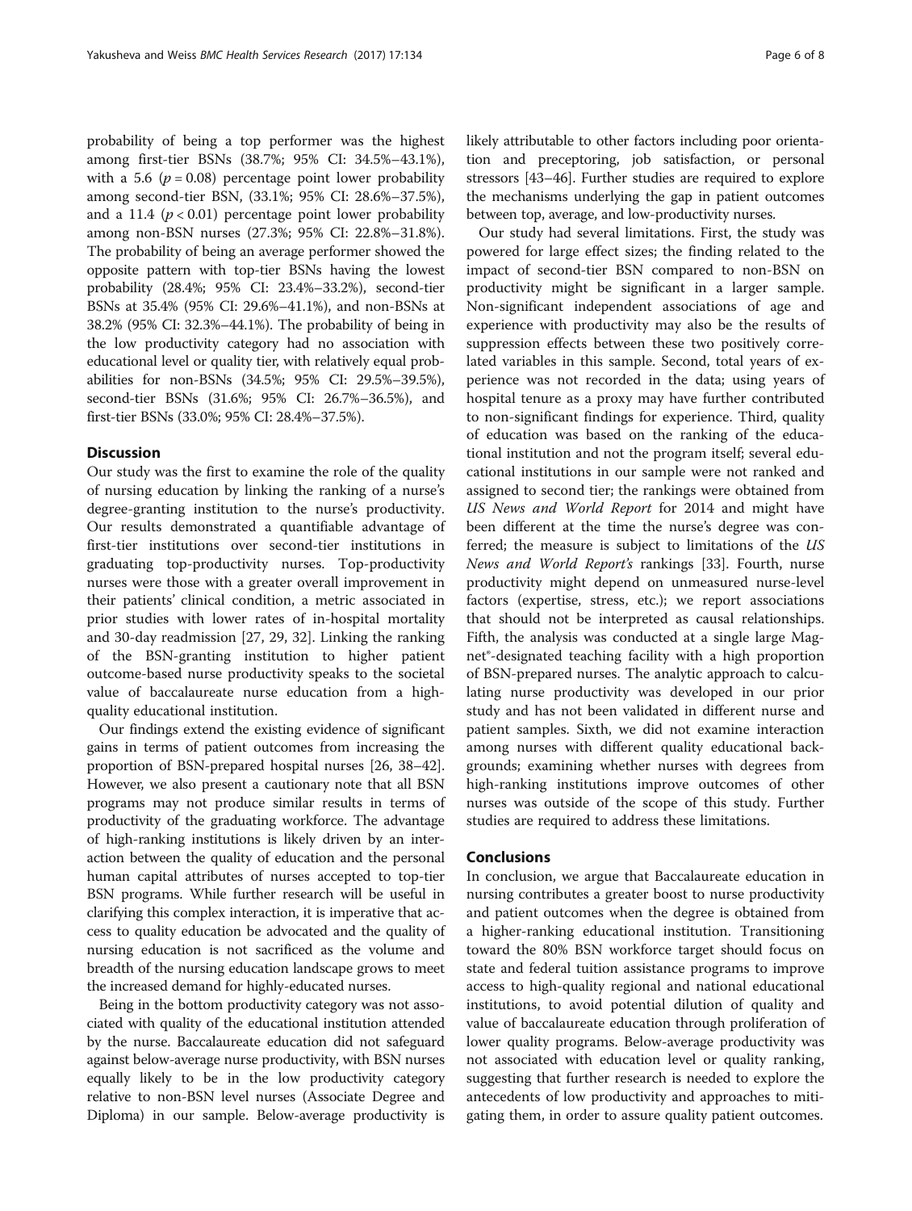probability of being a top performer was the highest among first-tier BSNs (38.7%; 95% CI: 34.5%–43.1%), with a 5.6 ($p = 0.08$) percentage point lower probability among second-tier BSN, (33.1%; 95% CI: 28.6%–37.5%), and a 11.4 ($p < 0.01$) percentage point lower probability among non-BSN nurses (27.3%; 95% CI: 22.8%–31.8%). The probability of being an average performer showed the opposite pattern with top-tier BSNs having the lowest probability (28.4%; 95% CI: 23.4%–33.2%), second-tier BSNs at 35.4% (95% CI: 29.6%–41.1%), and non-BSNs at 38.2% (95% CI: 32.3%–44.1%). The probability of being in the low productivity category had no association with educational level or quality tier, with relatively equal probabilities for non-BSNs (34.5%; 95% CI: 29.5%–39.5%), second-tier BSNs (31.6%; 95% CI: 26.7%–36.5%), and first-tier BSNs (33.0%; 95% CI: 28.4%–37.5%).

## Discussion

Our study was the first to examine the role of the quality of nursing education by linking the ranking of a nurse's degree-granting institution to the nurse's productivity. Our results demonstrated a quantifiable advantage of first-tier institutions over second-tier institutions in graduating top-productivity nurses. Top-productivity nurses were those with a greater overall improvement in their patients' clinical condition, a metric associated in prior studies with lower rates of in-hospital mortality and 30-day readmission [27, 29, 32]. Linking the ranking of the BSN-granting institution to higher patient outcome-based nurse productivity speaks to the societal value of baccalaureate nurse education from a high-quality educational institution.

Our findings extend the existing evidence of significant gains in terms of patient outcomes from increasing the proportion of BSN-prepared hospital nurses [26, 38–42]. However, we also present a cautionary note that all BSN programs may not produce similar results in terms of productivity of the graduating workforce. The advantage of high-ranking institutions is likely driven by an interaction between the quality of education and the personal human capital attributes of nurses accepted to top-tier BSN programs. While further research will be useful in clarifying this complex interaction, it is imperative that access to quality education be advocated and the quality of nursing education is not sacrificed as the volume and breadth of the nursing education landscape grows to meet the increased demand for highly-educated nurses.

Being in the bottom productivity category was not associated with quality of the educational institution attended by the nurse. Baccalaureate education did not safeguard against below-average nurse productivity, with BSN nurses equally likely to be in the low productivity category relative to non-BSN level nurses (Associate Degree and Diploma) in our sample. Below-average productivity is likely attributable to other factors including poor orientation and preceptoring, job satisfaction, or personal stressors [43–46]. Further studies are required to explore the mechanisms underlying the gap in patient outcomes between top, average, and low-productivity nurses.

Our study had several limitations. First, the study was powered for large effect sizes; the finding related to the impact of second-tier BSN compared to non-BSN on productivity might be significant in a larger sample. Non-significant independent associations of age and experience with productivity may also be the results of suppression effects between these two positively correlated variables in this sample. Second, total years of experience was not recorded in the data; using years of hospital tenure as a proxy may have further contributed to non-significant findings for experience. Third, quality of education was based on the ranking of the educational institution and not the program itself; several educational institutions in our sample were not ranked and assigned to second tier; the rankings were obtained from *US News and World Report* for 2014 and might have been different at the time the nurse's degree was conferred; the measure is subject to limitations of the *US News and World Report's* rankings [33]. Fourth, nurse productivity might depend on unmeasured nurse-level factors (expertise, stress, etc.); we report associations that should not be interpreted as causal relationships. Fifth, the analysis was conducted at a single large Magnet®-designated teaching facility with a high proportion of BSN-prepared nurses. The analytic approach to calculating nurse productivity was developed in our prior study and has not been validated in different nurse and patient samples. Sixth, we did not examine interaction among nurses with different quality educational backgrounds; examining whether nurses with degrees from high-ranking institutions improve outcomes of other nurses was outside of the scope of this study. Further studies are required to address these limitations.

## Conclusions

In conclusion, we argue that Baccalaureate education in nursing contributes a greater boost to nurse productivity and patient outcomes when the degree is obtained from a higher-ranking educational institution. Transitioning toward the 80% BSN workforce target should focus on state and federal tuition assistance programs to improve access to high-quality regional and national educational institutions, to avoid potential dilution of quality and value of baccalaureate education through proliferation of lower quality programs. Below-average productivity was not associated with education level or quality ranking, suggesting that further research is needed to explore the antecedents of low productivity and approaches to mitigating them, in order to assure quality patient outcomes.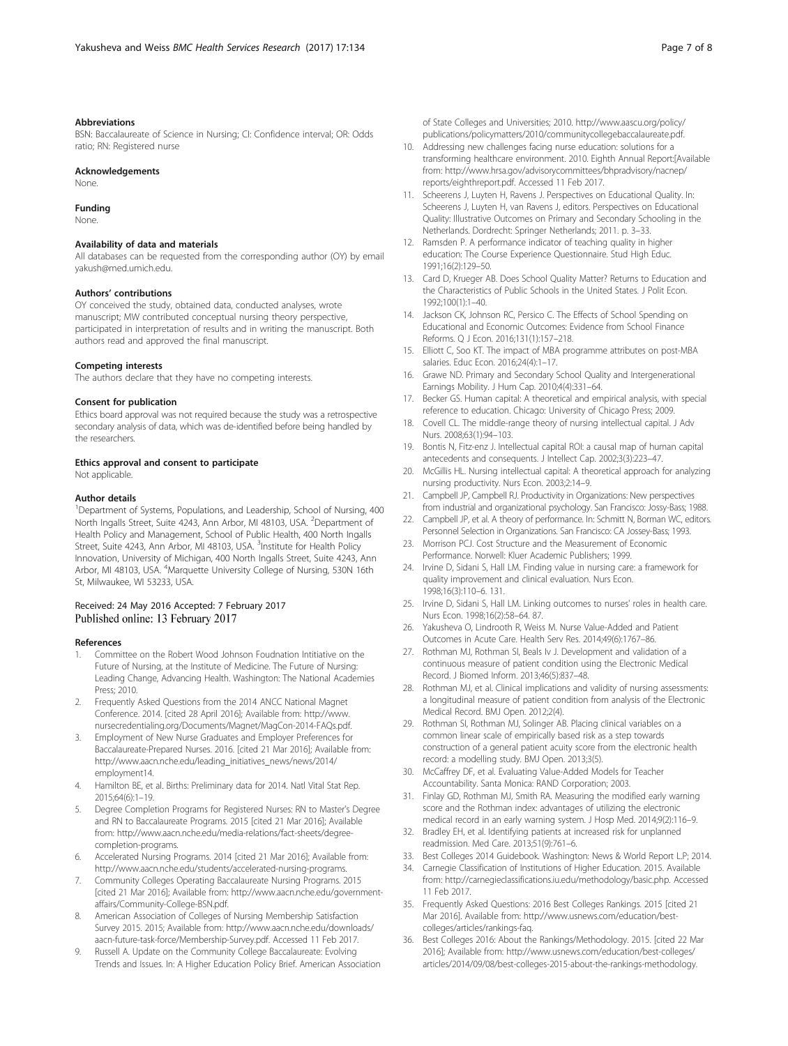### Abbreviations

BSN: Baccalaureate of Science in Nursing; CI: Confidence interval; OR: Odds ratio; RN: Registered nurse

### Acknowledgements

None.

### Funding

None.

### Availability of data and materials

All databases can be requested from the corresponding author (OY) by email yakush@med.umich.edu.

### Authors' contributions

OY conceived the study, obtained data, conducted analyses, wrote manuscript; MW contributed conceptual nursing theory perspective, participated in interpretation of results and in writing the manuscript. Both authors read and approved the final manuscript.

### Competing interests

The authors declare that they have no competing interests.

### Consent for publication

Ethics board approval was not required because the study was a retrospective secondary analysis of data, which was de-identified before being handled by the researchers.

### Ethics approval and consent to participate

Not applicable.

### Author details

[1]Department of Systems, Populations, and Leadership, School of Nursing, 400 North Ingalls Street, Suite 4243, Ann Arbor, MI 48103, USA. [2]Department of Health Policy and Management, School of Public Health, 400 North Ingalls Street, Suite 4243, Ann Arbor, MI 48103, USA. [3]Institute for Health Policy Innovation, University of Michigan, 400 North Ingalls Street, Suite 4243, Ann Arbor, MI 48103, USA. [4]Marquette University College of Nursing, 530N 16th St, Milwaukee, WI 53233, USA.

Received: 24 May 2016 Accepted: 7 February 2017
Published online: 13 February 2017

### References

1. Committee on the Robert Wood Johnson Foudnation Intitiative on the Future of Nursing, at the Institute of Medicine. The Future of Nursing: Leading Change, Advancing Health. Washington: The National Academies Press; 2010.
2. Frequently Asked Questions from the 2014 ANCC National Magnet Conference. 2014. [cited 28 April 2016]; Available from: http://www.nursecredentialing.org/Documents/Magnet/MagCon-2014-FAQs.pdf.
3. Employment of New Nurse Graduates and Employer Preferences for Baccalaureate-Prepared Nurses. 2016. [cited 21 Mar 2016]; Available from: http://www.aacn.nche.edu/leading_initiatives_news/news/2014/employment14.
4. Hamilton BE, et al. Births: Preliminary data for 2014. Natl Vital Stat Rep. 2015;64(6):1–19.
5. Degree Completion Programs for Registered Nurses: RN to Master's Degree and RN to Baccalaureate Programs. 2015 [cited 21 Mar 2016]; Available from: http://www.aacn.nche.edu/media-relations/fact-sheets/degree-completion-programs.
6. Accelerated Nursing Programs. 2014 [cited 21 Mar 2016]; Available from: http://www.aacn.nche.edu/students/accelerated-nursing-programs.
7. Community Colleges Operating Baccalaureate Nursing Programs. 2015 [cited 21 Mar 2016]; Available from: http://www.aacn.nche.edu/government-affairs/Community-College-BSN.pdf.
8. American Association of Colleges of Nursing Membership Satisfaction Survey 2015. 2015; Available from: http://www.aacn.nche.edu/downloads/aacn-future-task-force/Membership-Survey.pdf. Accessed 11 Feb 2017.
9. Russell A. Update on the Community College Baccalaureate: Evolving Trends and Issues. In: A Higher Education Policy Brief. American Association of State Colleges and Universities; 2010. http://www.aascu.org/policy/publications/policymatters/2010/communitycollegebaccalaureate.pdf.
10. Addressing new challenges facing nurse education: solutions for a transforming healthcare environment. 2010. Eighth Annual Report:[Available from: http://www.hrsa.gov/advisorycommittees/bhpradvisory/nacnep/reports/eighthreport.pdf. Accessed 11 Feb 2017.
11. Scheerens J, Luyten H, Ravens J. Perspectives on Educational Quality. In: Scheerens J, Luyten H, van Ravens J, editors. Perspectives on Educational Quality: Illustrative Outcomes on Primary and Secondary Schooling in the Netherlands. Dordrecht: Springer Netherlands; 2011. p. 3–33.
12. Ramsden P. A performance indicator of teaching quality in higher education: The Course Experience Questionnaire. Stud High Educ. 1991;16(2):129–50.
13. Card D, Krueger AB. Does School Quality Matter? Returns to Education and the Characteristics of Public Schools in the United States. J Polit Econ. 1992;100(1):1–40.
14. Jackson CK, Johnson RC, Persico C. The Effects of School Spending on Educational and Economic Outcomes: Evidence from School Finance Reforms. Q J Econ. 2016;131(1):157–218.
15. Elliott C, Soo KT. The impact of MBA programme attributes on post-MBA salaries. Educ Econ. 2016;24(4):1–17.
16. Grawe ND. Primary and Secondary School Quality and Intergenerational Earnings Mobility. J Hum Cap. 2010;4(4):331–64.
17. Becker GS. Human capital: A theoretical and empirical analysis, with special reference to education. Chicago: University of Chicago Press; 2009.
18. Covell CL. The middle-range theory of nursing intellectual capital. J Adv Nurs. 2008;63(1):94–103.
19. Bontis N, Fitz-enz J. Intellectual capital ROI: a causal map of human capital antecedents and consequents. J Intellect Cap. 2002;3(3):223–47.
20. McGillis HL. Nursing intellectual capital: A theoretical approach for analyzing nursing productivity. Nurs Econ. 2003;2:14–9.
21. Campbell JP, Campbell RJ. Productivity in Organizations: New perspectives from industrial and organizational psychology. San Francisco: Jossy-Bass; 1988.
22. Campbell JP, et al. A theory of performance. In: Schmitt N, Borman WC, editors. Personnel Selection in Organizations. San Francisco: CA Jossey-Bass; 1993.
23. Morrison PCJ. Cost Structure and the Measurement of Economic Performance. Norwell: Kluer Academic Publishers; 1999.
24. Irvine D, Sidani S, Hall LM. Finding value in nursing care: a framework for quality improvement and clinical evaluation. Nurs Econ. 1998;16(3):110–6. 131.
25. Irvine D, Sidani S, Hall LM. Linking outcomes to nurses' roles in health care. Nurs Econ. 1998;16(2):58–64. 87.
26. Yakusheva O, Lindrooth R, Weiss M. Nurse Value-Added and Patient Outcomes in Acute Care. Health Serv Res. 2014;49(6):1767–86.
27. Rothman MJ, Rothman SI, Beals Iv J. Development and validation of a continuous measure of patient condition using the Electronic Medical Record. J Biomed Inform. 2013;46(5):837–48.
28. Rothman MJ, et al. Clinical implications and validity of nursing assessments: a longitudinal measure of patient condition from analysis of the Electronic Medical Record. BMJ Open. 2012;2(4).
29. Rothman SI, Rothman MJ, Solinger AB. Placing clinical variables on a common linear scale of empirically based risk as a step towards construction of a general patient acuity score from the electronic health record: a modelling study. BMJ Open. 2013;3(5).
30. McCaffrey DF, et al. Evaluating Value-Added Models for Teacher Accountability. Santa Monica: RAND Corporation; 2003.
31. Finlay GD, Rothman MJ, Smith RA. Measuring the modified early warning score and the Rothman index: advantages of utilizing the electronic medical record in an early warning system. J Hosp Med. 2014;9(2):116–9.
32. Bradley EH, et al. Identifying patients at increased risk for unplanned readmission. Med Care. 2013;51(9):761–6.
33. Best Colleges 2014 Guidebook. Washington: News & World Report L.P; 2014.
34. Carnegie Classification of Institutions of Higher Education. 2015. Available from: http://carnegieclassifications.iu.edu/methodology/basic.php. Accessed 11 Feb 2017.
35. Frequently Asked Questions: 2016 Best Colleges Rankings. 2015 [cited 21 Mar 2016]. Available from: http://www.usnews.com/education/best-colleges/articles/rankings-faq.
36. Best Colleges 2016: About the Rankings/Methodology. 2015. [cited 22 Mar 2016]; Available from: http://www.usnews.com/education/best-colleges/articles/2014/09/08/best-colleges-2015-about-the-rankings-methodology.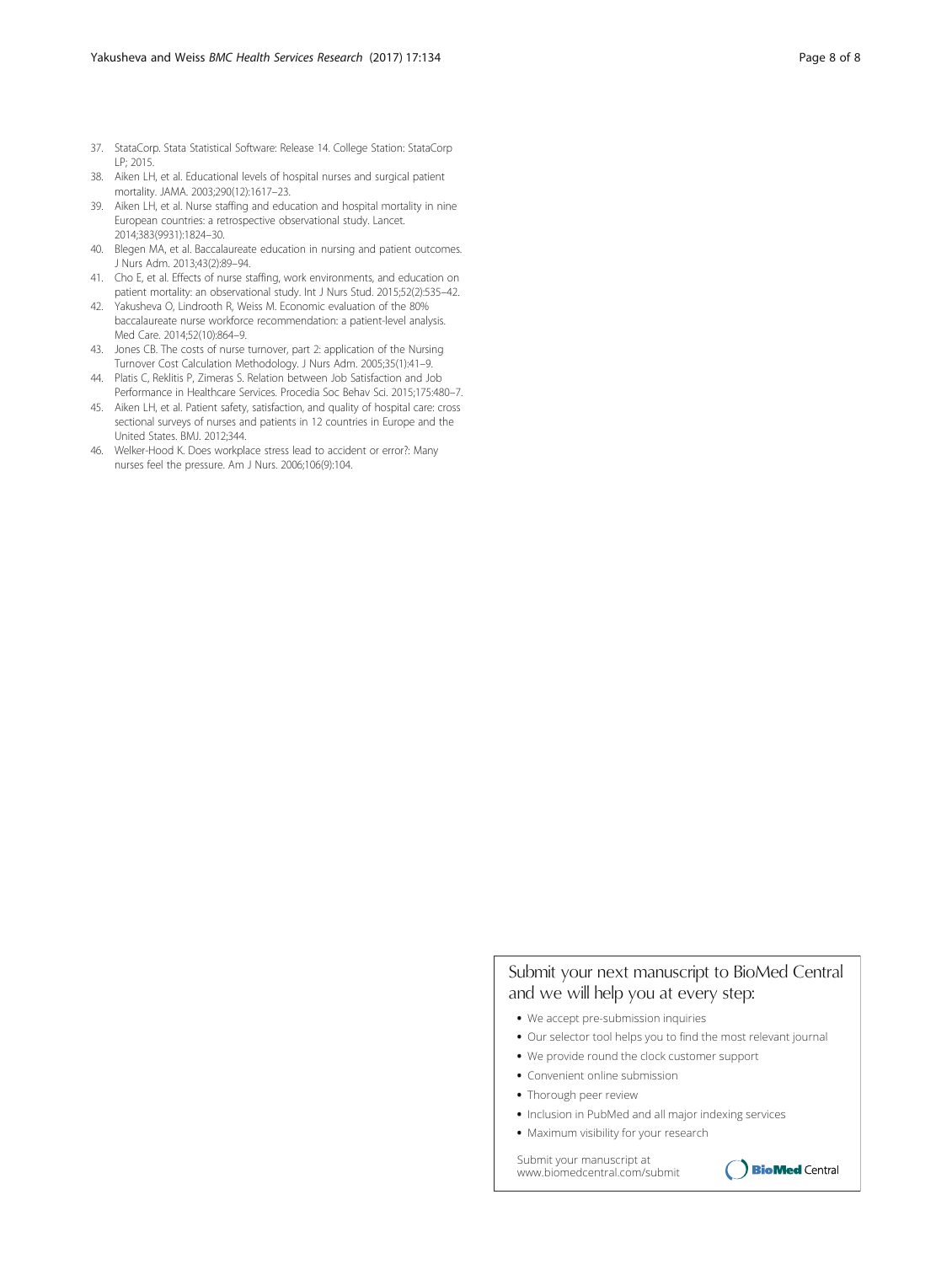37. StataCorp. Stata Statistical Software: Release 14. College Station: StataCorp LP; 2015.
38. Aiken LH, et al. Educational levels of hospital nurses and surgical patient mortality. JAMA. 2003;290(12):1617–23.
39. Aiken LH, et al. Nurse staffing and education and hospital mortality in nine European countries: a retrospective observational study. Lancet. 2014;383(9931):1824–30.
40. Blegen MA, et al. Baccalaureate education in nursing and patient outcomes. J Nurs Adm. 2013;43(2):89–94.
41. Cho E, et al. Effects of nurse staffing, work environments, and education on patient mortality: an observational study. Int J Nurs Stud. 2015;52(2):535–42.
42. Yakusheva O, Lindrooth R, Weiss M. Economic evaluation of the 80% baccalaureate nurse workforce recommendation: a patient-level analysis. Med Care. 2014;52(10):864–9.
43. Jones CB. The costs of nurse turnover, part 2: application of the Nursing Turnover Cost Calculation Methodology. J Nurs Adm. 2005;35(1):41–9.
44. Platis C, Reklitis P, Zimeras S. Relation between Job Satisfaction and Job Performance in Healthcare Services. Procedia Soc Behav Sci. 2015;175:480–7.
45. Aiken LH, et al. Patient safety, satisfaction, and quality of hospital care: cross sectional surveys of nurses and patients in 12 countries in Europe and the United States. BMJ. 2012;344.
46. Welker-Hood K. Does workplace stress lead to accident or error?: Many nurses feel the pressure. Am J Nurs. 2006;106(9):104.

Submit your next manuscript to BioMed Central and we will help you at every step:

- We accept pre-submission inquiries
- Our selector tool helps you to find the most relevant journal
- We provide round the clock customer support
- Convenient online submission
- Thorough peer review
- Inclusion in PubMed and all major indexing services
- Maximum visibility for your research

Submit your manuscript at
www.biomedcentral.com/submit

BioMed Central